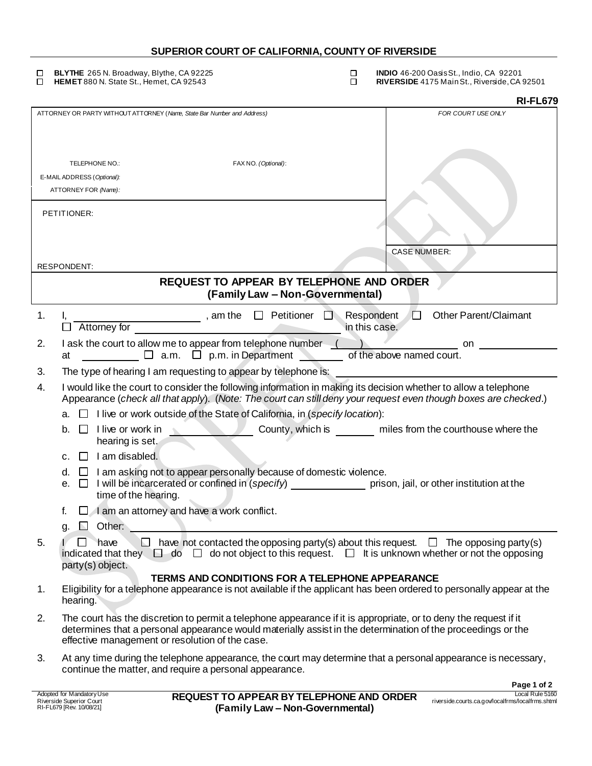## SUPERIOR COURT OF CALIFORNIA, COUNTY OF RIVERSIDE

☐ **BLYTHE** 265 N. Broadway, Blythe, CA 92225
☐ **HEMET** 880 N. State St., Hemet, CA 92543
☐ **INDIO** 46-200 Oasis St., Indio, CA 92201
☐ **RIVERSIDE** 4175 Main St., Riverside, CA 92501

**RI-FL679**

| ATTORNEY OR PARTY WITHOUT ATTORNEY (*Name, State Bar Number and Address*) | *FOR COURT USE ONLY* |
|---|---|
| TELEPHONE NO.: FAX NO. *(Optional)*: | |
| E-MAIL ADDRESS (*Optional)*: | |
| ATTORNEY FOR *(Name)*: | |
| PETITIONER: | |
| RESPONDENT: | CASE NUMBER: |

### REQUEST TO APPEAR BY TELEPHONE AND ORDER
### (Family Law – Non-Governmental)

1. I, ______________________, am the ☐ Petitioner ☐ Respondent ☐ Other Parent/Claimant ☐ Attorney for ______________________ in this case.
2. I ask the court to allow me to appear from telephone number ( ) ______________ on ______________ at __________ ☐ a.m. ☐ p.m. in Department ________ of the above named court.
3. The type of hearing I am requesting to appear by telephone is: ______________________
4. I would like the court to consider the following information in making its decision whether to allow a telephone Appearance (*check all that apply*). (*Note: The court can still deny your request even though boxes are checked*.)
   - a. ☐ I live or work outside of the State of California, in (*specify location*):
   - b. ☐ I live or work in ______________ County, which is _______ miles from the courthouse where the hearing is set.
   - c. ☐ I am disabled.
   - d. ☐ I am asking not to appear personally because of domestic violence.
   - e. ☐ I will be incarcerated or confined in (*specify*) ______________ prison, jail, or other institution at the time of the hearing.
   - f. ☐ I am an attorney and have a work conflict.
   - g. ☐ Other: ______________________
5. I ☐ have ☐ have not contacted the opposing party(s) about this request. ☐ The opposing party(s) indicated that they ☐ do ☐ do not object to this request. ☐ It is unknown whether or not the opposing party(s) object.

**TERMS AND CONDITIONS FOR A TELEPHONE APPEARANCE**

1. Eligibility for a telephone appearance is not available if the applicant has been ordered to personally appear at the hearing.
2. The court has the discretion to permit a telephone appearance if it is appropriate, or to deny the request if it determines that a personal appearance would materially assist in the determination of the proceedings or the effective management or resolution of the case.
3. At any time during the telephone appearance, the court may determine that a personal appearance is necessary, continue the matter, and require a personal appearance.

Adopted for Mandatory Use
Riverside Superior Court
RI-FL679 [Rev. 10/08/21]

**REQUEST TO APPEAR BY TELEPHONE AND ORDER (Family Law – Non-Governmental)**

Local Rule 5160
riverside.courts.ca.gov/localfrms/localfrms.shtml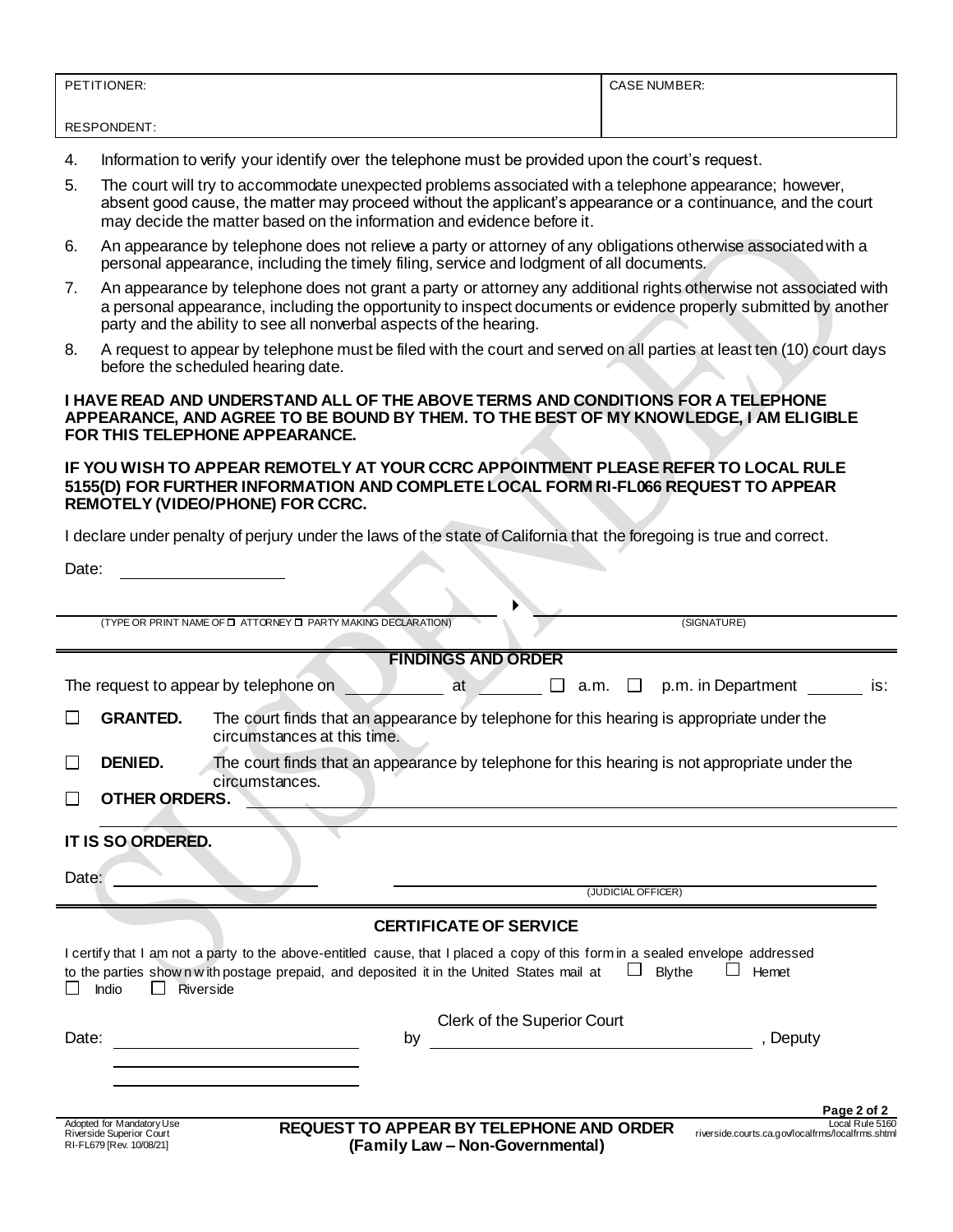| PETITIONER: | CASE NUMBER: |
| --- | --- |
| RESPONDENT: | |

4. Information to verify your identify over the telephone must be provided upon the court's request.
5. The court will try to accommodate unexpected problems associated with a telephone appearance; however, absent good cause, the matter may proceed without the applicant's appearance or a continuance, and the court may decide the matter based on the information and evidence before it.
6. An appearance by telephone does not relieve a party or attorney of any obligations otherwise associated with a personal appearance, including the timely filing, service and lodgment of all documents.
7. An appearance by telephone does not grant a party or attorney any additional rights otherwise not associated with a personal appearance, including the opportunity to inspect documents or evidence properly submitted by another party and the ability to see all nonverbal aspects of the hearing.
8. A request to appear by telephone must be filed with the court and served on all parties at least ten (10) court days before the scheduled hearing date.

**I HAVE READ AND UNDERSTAND ALL OF THE ABOVE TERMS AND CONDITIONS FOR A TELEPHONE APPEARANCE, AND AGREE TO BE BOUND BY THEM. TO THE BEST OF MY KNOWLEDGE, I AM ELIGIBLE FOR THIS TELEPHONE APPEARANCE.**

**IF YOU WISH TO APPEAR REMOTELY AT YOUR CCRC APPOINTMENT PLEASE REFER TO LOCAL RULE 5155(D) FOR FURTHER INFORMATION AND COMPLETE LOCAL FORM RI-FL066 REQUEST TO APPEAR REMOTELY (VIDEO/PHONE) FOR CCRC.**

I declare under penalty of perjury under the laws of the state of California that the foregoing is true and correct.

Date: ____________________

______________________________ ▶ ______________________________
(TYPE OR PRINT NAME OF ☐ ATTORNEY ☐ PARTY MAKING DECLARATION) (SIGNATURE)

## FINDINGS AND ORDER

The request to appear by telephone on __________ at ________ ☐ a.m. ☐ p.m. in Department ______ is:

☐ **GRANTED.** The court finds that an appearance by telephone for this hearing is appropriate under the circumstances at this time.

☐ **DENIED.** The court finds that an appearance by telephone for this hearing is not appropriate under the circumstances.

☐ **OTHER ORDERS.** ______________________________

**IT IS SO ORDERED.**

Date: ____________________ ______________________________
(JUDICIAL OFFICER)

## CERTIFICATE OF SERVICE

I certify that I am not a party to the above-entitled cause, that I placed a copy of this form in a sealed envelope addressed to the parties shown with postage prepaid, and deposited it in the United States mail at ☐ Blythe ☐ Hemet ☐ Indio ☐ Riverside

Clerk of the Superior Court

Date: ____________________ by ______________________________, Deputy

Adopted for Mandatory Use
Riverside Superior Court
RI-FL679 [Rev. 10/08/21]

**REQUEST TO APPEAR BY TELEPHONE AND ORDER**
**(Family Law – Non-Governmental)**

Local Rule 5160
riverside.courts.ca.gov/localfrms/localfrms.shtml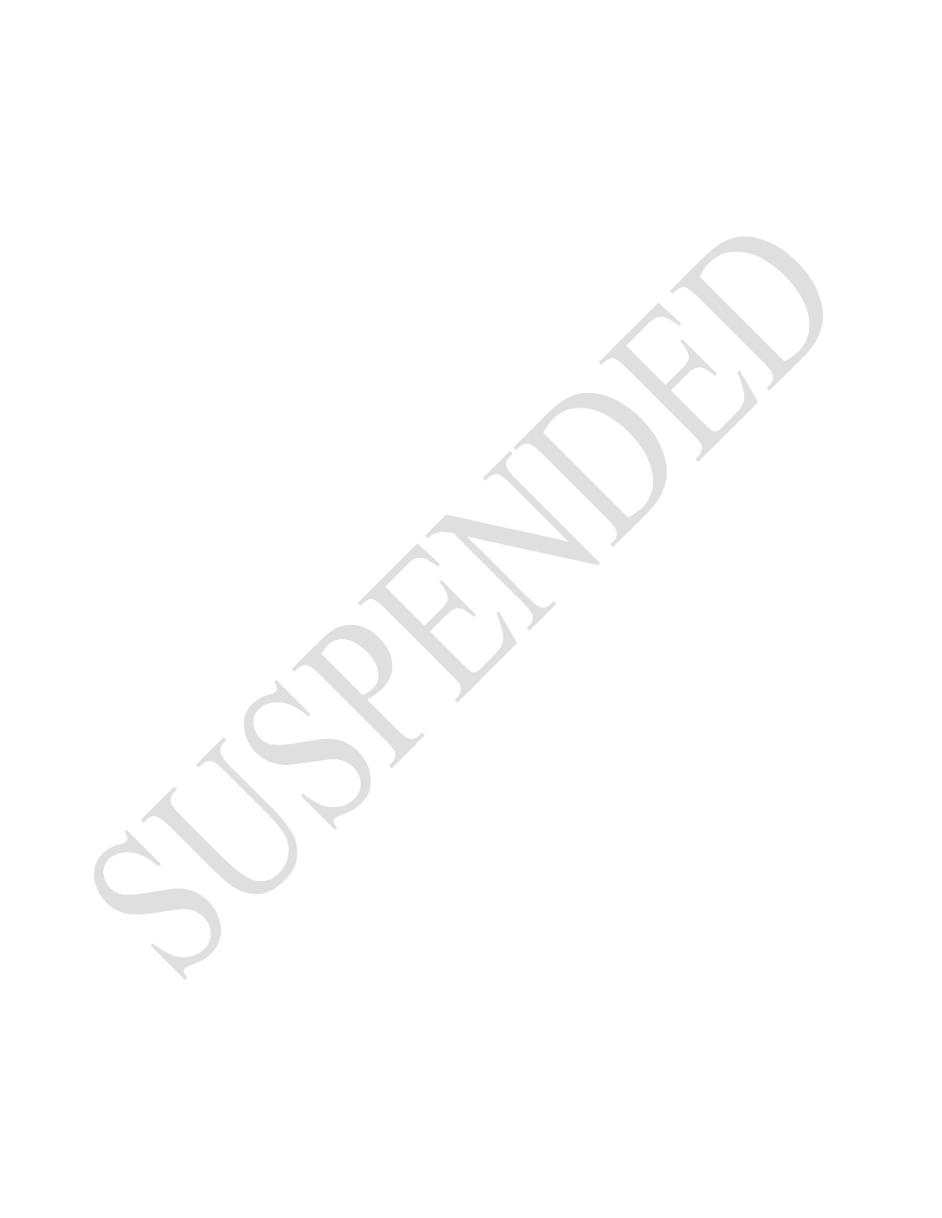SUSPENDED